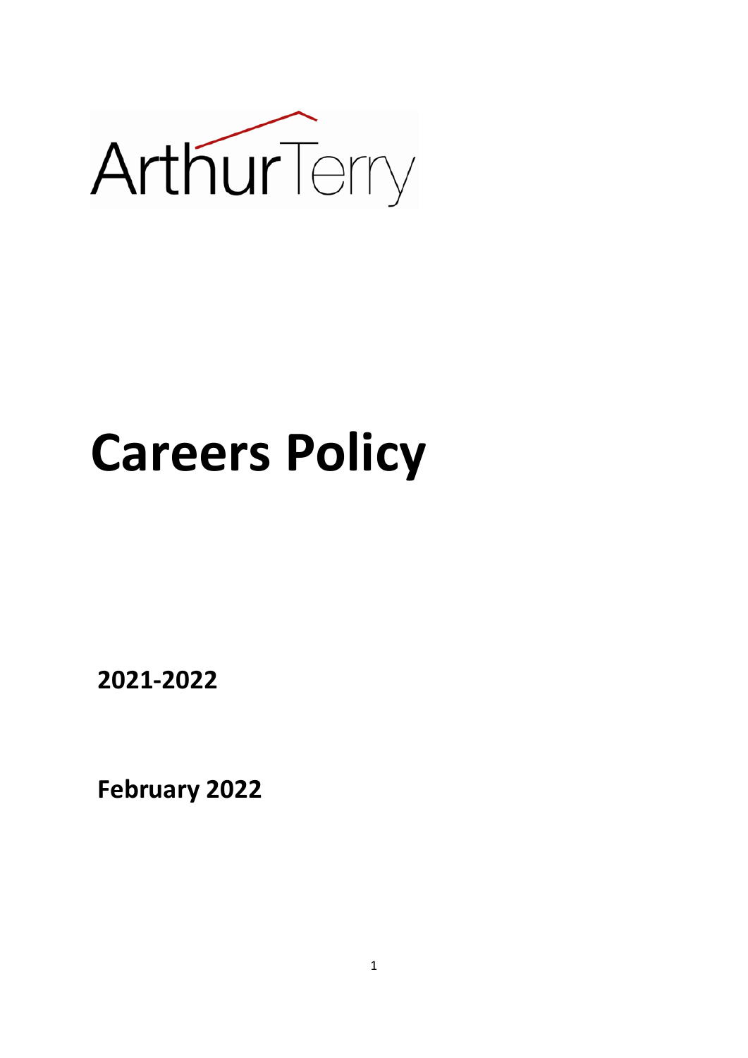ArthurTerry

# Careers Policy

**2021-2022**

**February 2022**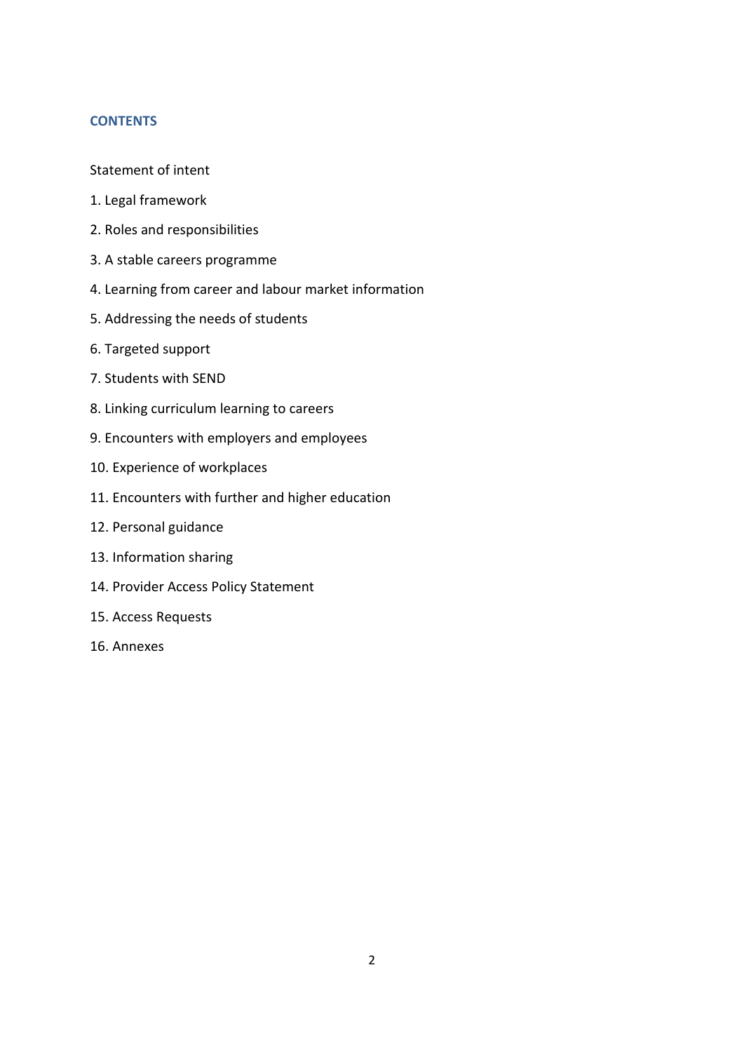## CONTENTS

Statement of intent

1. Legal framework
2. Roles and responsibilities
3. A stable careers programme
4. Learning from career and labour market information
5. Addressing the needs of students
6. Targeted support
7. Students with SEND
8. Linking curriculum learning to careers
9. Encounters with employers and employees
10. Experience of workplaces
11. Encounters with further and higher education
12. Personal guidance
13. Information sharing
14. Provider Access Policy Statement
15. Access Requests
16. Annexes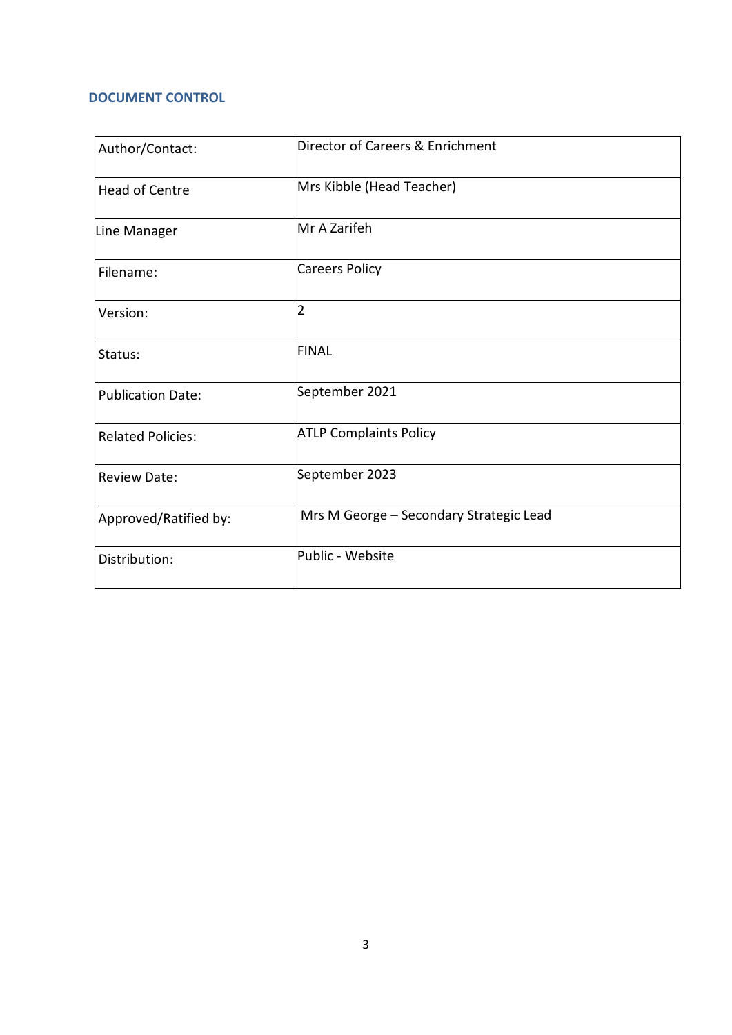## DOCUMENT CONTROL

| | |
|---|---|
| Author/Contact: | Director of Careers & Enrichment |
| Head of Centre | Mrs Kibble (Head Teacher) |
| Line Manager | Mr A Zarifeh |
| Filename: | Careers Policy |
| Version: | 2 |
| Status: | FINAL |
| Publication Date: | September 2021 |
| Related Policies: | ATLP Complaints Policy |
| Review Date: | September 2023 |
| Approved/Ratified by: | Mrs M George – Secondary Strategic Lead |
| Distribution: | Public - Website |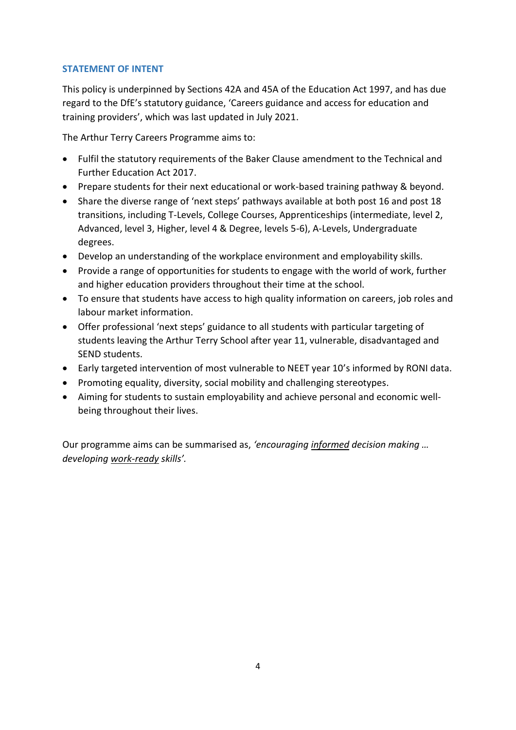## STATEMENT OF INTENT

This policy is underpinned by Sections 42A and 45A of the Education Act 1997, and has due regard to the DfE's statutory guidance, 'Careers guidance and access for education and training providers', which was last updated in July 2021.

The Arthur Terry Careers Programme aims to:

- Fulfil the statutory requirements of the Baker Clause amendment to the Technical and Further Education Act 2017.
- Prepare students for their next educational or work-based training pathway & beyond.
- Share the diverse range of 'next steps' pathways available at both post 16 and post 18 transitions, including T-Levels, College Courses, Apprenticeships (intermediate, level 2, Advanced, level 3, Higher, level 4 & Degree, levels 5-6), A-Levels, Undergraduate degrees.
- Develop an understanding of the workplace environment and employability skills.
- Provide a range of opportunities for students to engage with the world of work, further and higher education providers throughout their time at the school.
- To ensure that students have access to high quality information on careers, job roles and labour market information.
- Offer professional 'next steps' guidance to all students with particular targeting of students leaving the Arthur Terry School after year 11, vulnerable, disadvantaged and SEND students.
- Early targeted intervention of most vulnerable to NEET year 10's informed by RONI data.
- Promoting equality, diversity, social mobility and challenging stereotypes.
- Aiming for students to sustain employability and achieve personal and economic well-being throughout their lives.

Our programme aims can be summarised as, *'encouraging informed decision making … developing work-ready skills'*.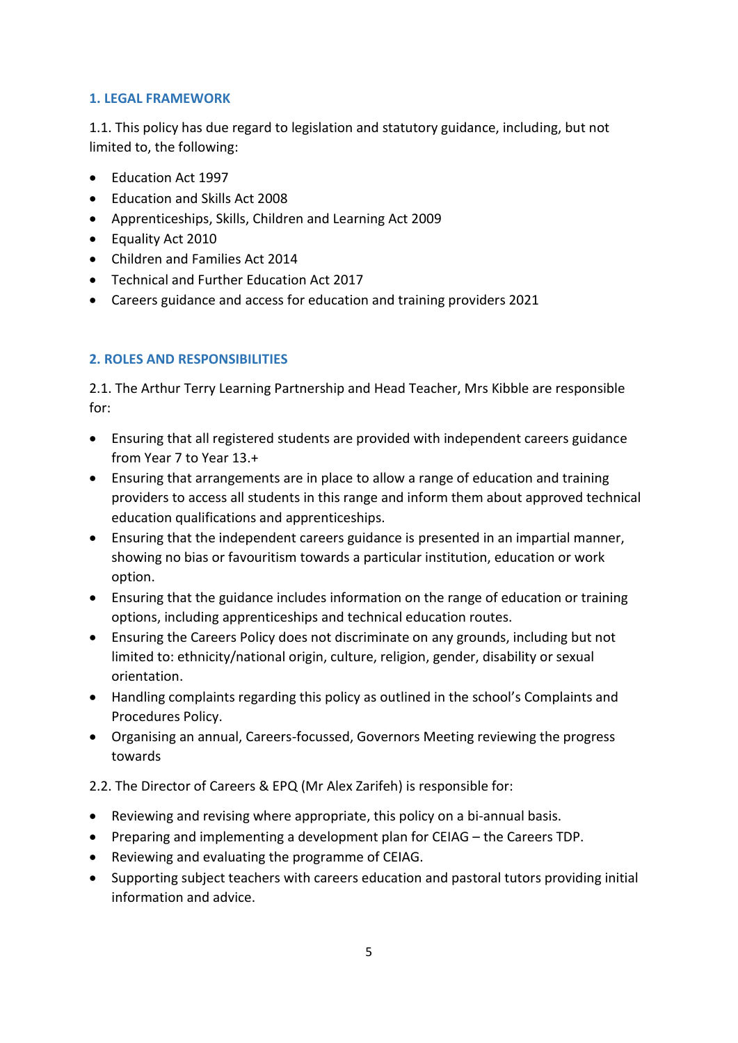## 1. LEGAL FRAMEWORK

1.1. This policy has due regard to legislation and statutory guidance, including, but not limited to, the following:

- Education Act 1997
- Education and Skills Act 2008
- Apprenticeships, Skills, Children and Learning Act 2009
- Equality Act 2010
- Children and Families Act 2014
- Technical and Further Education Act 2017
- Careers guidance and access for education and training providers 2021

## 2. ROLES AND RESPONSIBILITIES

2.1. The Arthur Terry Learning Partnership and Head Teacher, Mrs Kibble are responsible for:

- Ensuring that all registered students are provided with independent careers guidance from Year 7 to Year 13.+
- Ensuring that arrangements are in place to allow a range of education and training providers to access all students in this range and inform them about approved technical education qualifications and apprenticeships.
- Ensuring that the independent careers guidance is presented in an impartial manner, showing no bias or favouritism towards a particular institution, education or work option.
- Ensuring that the guidance includes information on the range of education or training options, including apprenticeships and technical education routes.
- Ensuring the Careers Policy does not discriminate on any grounds, including but not limited to: ethnicity/national origin, culture, religion, gender, disability or sexual orientation.
- Handling complaints regarding this policy as outlined in the school's Complaints and Procedures Policy.
- Organising an annual, Careers-focussed, Governors Meeting reviewing the progress towards

2.2. The Director of Careers & EPQ (Mr Alex Zarifeh) is responsible for:

- Reviewing and revising where appropriate, this policy on a bi-annual basis.
- Preparing and implementing a development plan for CEIAG – the Careers TDP.
- Reviewing and evaluating the programme of CEIAG.
- Supporting subject teachers with careers education and pastoral tutors providing initial information and advice.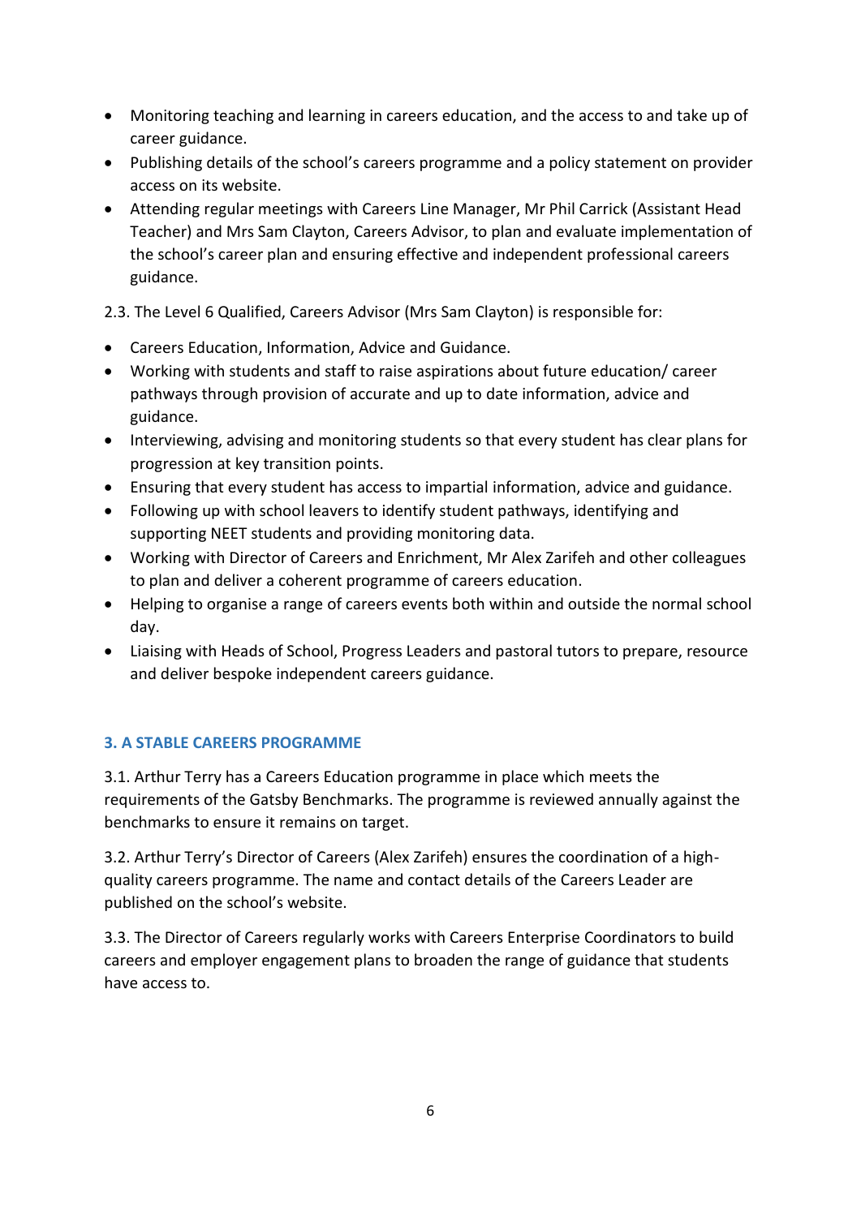- Monitoring teaching and learning in careers education, and the access to and take up of career guidance.
- Publishing details of the school's careers programme and a policy statement on provider access on its website.
- Attending regular meetings with Careers Line Manager, Mr Phil Carrick (Assistant Head Teacher) and Mrs Sam Clayton, Careers Advisor, to plan and evaluate implementation of the school's career plan and ensuring effective and independent professional careers guidance.

2.3. The Level 6 Qualified, Careers Advisor (Mrs Sam Clayton) is responsible for:

- Careers Education, Information, Advice and Guidance.
- Working with students and staff to raise aspirations about future education/ career pathways through provision of accurate and up to date information, advice and guidance.
- Interviewing, advising and monitoring students so that every student has clear plans for progression at key transition points.
- Ensuring that every student has access to impartial information, advice and guidance.
- Following up with school leavers to identify student pathways, identifying and supporting NEET students and providing monitoring data.
- Working with Director of Careers and Enrichment, Mr Alex Zarifeh and other colleagues to plan and deliver a coherent programme of careers education.
- Helping to organise a range of careers events both within and outside the normal school day.
- Liaising with Heads of School, Progress Leaders and pastoral tutors to prepare, resource and deliver bespoke independent careers guidance.

### 3. A STABLE CAREERS PROGRAMME

3.1. Arthur Terry has a Careers Education programme in place which meets the requirements of the Gatsby Benchmarks. The programme is reviewed annually against the benchmarks to ensure it remains on target.

3.2. Arthur Terry's Director of Careers (Alex Zarifeh) ensures the coordination of a high-quality careers programme. The name and contact details of the Careers Leader are published on the school's website.

3.3. The Director of Careers regularly works with Careers Enterprise Coordinators to build careers and employer engagement plans to broaden the range of guidance that students have access to.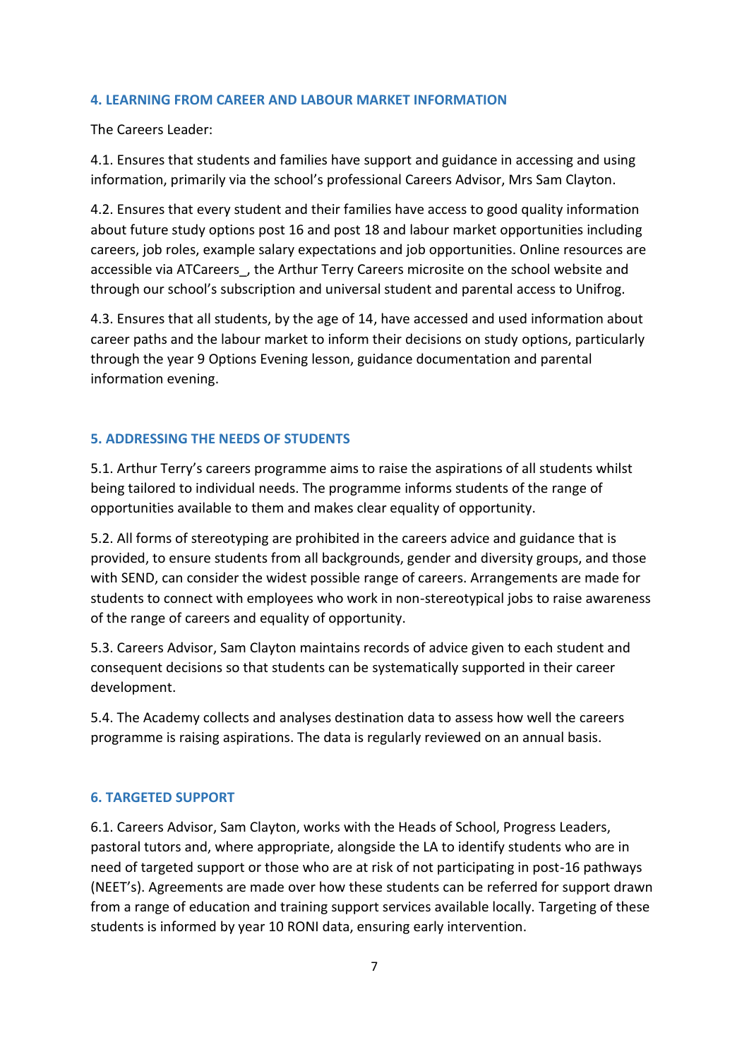## 4. LEARNING FROM CAREER AND LABOUR MARKET INFORMATION

The Careers Leader:

4.1. Ensures that students and families have support and guidance in accessing and using information, primarily via the school's professional Careers Advisor, Mrs Sam Clayton.

4.2. Ensures that every student and their families have access to good quality information about future study options post 16 and post 18 and labour market opportunities including careers, job roles, example salary expectations and job opportunities. Online resources are accessible via ATCareers_, the Arthur Terry Careers microsite on the school website and through our school's subscription and universal student and parental access to Unifrog.

4.3. Ensures that all students, by the age of 14, have accessed and used information about career paths and the labour market to inform their decisions on study options, particularly through the year 9 Options Evening lesson, guidance documentation and parental information evening.

## 5. ADDRESSING THE NEEDS OF STUDENTS

5.1. Arthur Terry's careers programme aims to raise the aspirations of all students whilst being tailored to individual needs. The programme informs students of the range of opportunities available to them and makes clear equality of opportunity.

5.2. All forms of stereotyping are prohibited in the careers advice and guidance that is provided, to ensure students from all backgrounds, gender and diversity groups, and those with SEND, can consider the widest possible range of careers. Arrangements are made for students to connect with employees who work in non-stereotypical jobs to raise awareness of the range of careers and equality of opportunity.

5.3. Careers Advisor, Sam Clayton maintains records of advice given to each student and consequent decisions so that students can be systematically supported in their career development.

5.4. The Academy collects and analyses destination data to assess how well the careers programme is raising aspirations. The data is regularly reviewed on an annual basis.

## 6. TARGETED SUPPORT

6.1. Careers Advisor, Sam Clayton, works with the Heads of School, Progress Leaders, pastoral tutors and, where appropriate, alongside the LA to identify students who are in need of targeted support or those who are at risk of not participating in post-16 pathways (NEET's). Agreements are made over how these students can be referred for support drawn from a range of education and training support services available locally. Targeting of these students is informed by year 10 RONI data, ensuring early intervention.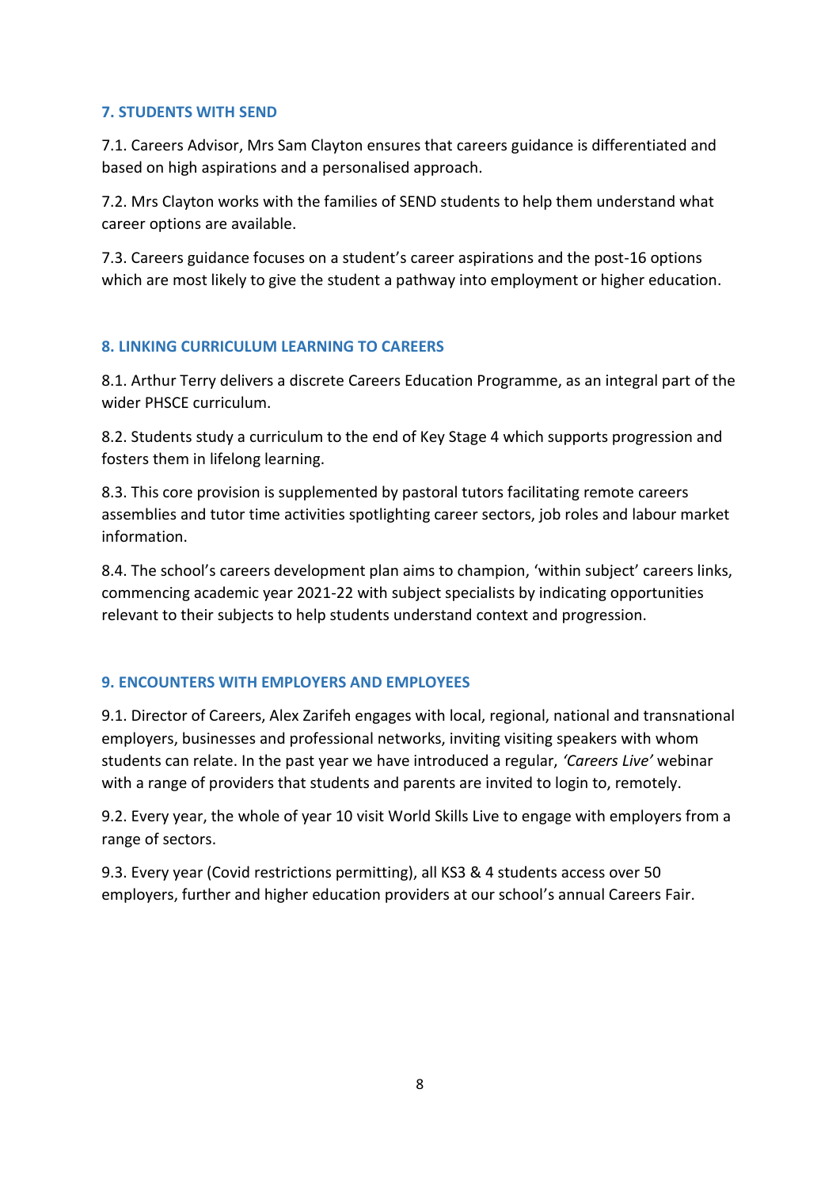## 7. STUDENTS WITH SEND

7.1. Careers Advisor, Mrs Sam Clayton ensures that careers guidance is differentiated and based on high aspirations and a personalised approach.

7.2. Mrs Clayton works with the families of SEND students to help them understand what career options are available.

7.3. Careers guidance focuses on a student's career aspirations and the post-16 options which are most likely to give the student a pathway into employment or higher education.

## 8. LINKING CURRICULUM LEARNING TO CAREERS

8.1. Arthur Terry delivers a discrete Careers Education Programme, as an integral part of the wider PHSCE curriculum.

8.2. Students study a curriculum to the end of Key Stage 4 which supports progression and fosters them in lifelong learning.

8.3. This core provision is supplemented by pastoral tutors facilitating remote careers assemblies and tutor time activities spotlighting career sectors, job roles and labour market information.

8.4. The school's careers development plan aims to champion, 'within subject' careers links, commencing academic year 2021-22 with subject specialists by indicating opportunities relevant to their subjects to help students understand context and progression.

## 9. ENCOUNTERS WITH EMPLOYERS AND EMPLOYEES

9.1. Director of Careers, Alex Zarifeh engages with local, regional, national and transnational employers, businesses and professional networks, inviting visiting speakers with whom students can relate. In the past year we have introduced a regular, *'Careers Live'* webinar with a range of providers that students and parents are invited to login to, remotely.

9.2. Every year, the whole of year 10 visit World Skills Live to engage with employers from a range of sectors.

9.3. Every year (Covid restrictions permitting), all KS3 & 4 students access over 50 employers, further and higher education providers at our school's annual Careers Fair.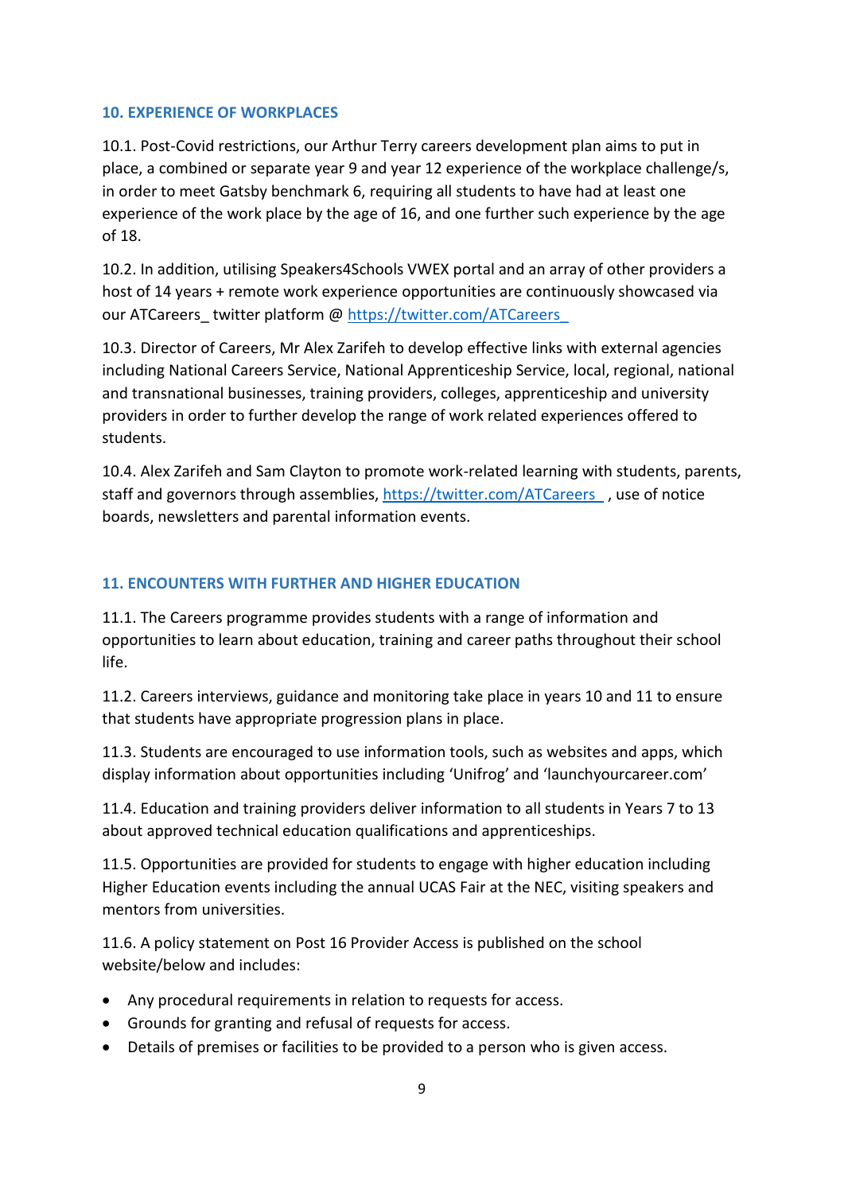## 10. EXPERIENCE OF WORKPLACES

10.1. Post-Covid restrictions, our Arthur Terry careers development plan aims to put in place, a combined or separate year 9 and year 12 experience of the workplace challenge/s, in order to meet Gatsby benchmark 6, requiring all students to have had at least one experience of the work place by the age of 16, and one further such experience by the age of 18.

10.2. In addition, utilising Speakers4Schools VWEX portal and an array of other providers a host of 14 years + remote work experience opportunities are continuously showcased via our ATCareers_ twitter platform @ https://twitter.com/ATCareers_

10.3. Director of Careers, Mr Alex Zarifeh to develop effective links with external agencies including National Careers Service, National Apprenticeship Service, local, regional, national and transnational businesses, training providers, colleges, apprenticeship and university providers in order to further develop the range of work related experiences offered to students.

10.4. Alex Zarifeh and Sam Clayton to promote work-related learning with students, parents, staff and governors through assemblies, https://twitter.com/ATCareers_ , use of notice boards, newsletters and parental information events.

## 11. ENCOUNTERS WITH FURTHER AND HIGHER EDUCATION

11.1. The Careers programme provides students with a range of information and opportunities to learn about education, training and career paths throughout their school life.

11.2. Careers interviews, guidance and monitoring take place in years 10 and 11 to ensure that students have appropriate progression plans in place.

11.3. Students are encouraged to use information tools, such as websites and apps, which display information about opportunities including 'Unifrog' and 'launchyourcareer.com'

11.4. Education and training providers deliver information to all students in Years 7 to 13 about approved technical education qualifications and apprenticeships.

11.5. Opportunities are provided for students to engage with higher education including Higher Education events including the annual UCAS Fair at the NEC, visiting speakers and mentors from universities.

11.6. A policy statement on Post 16 Provider Access is published on the school website/below and includes:

- Any procedural requirements in relation to requests for access.
- Grounds for granting and refusal of requests for access.
- Details of premises or facilities to be provided to a person who is given access.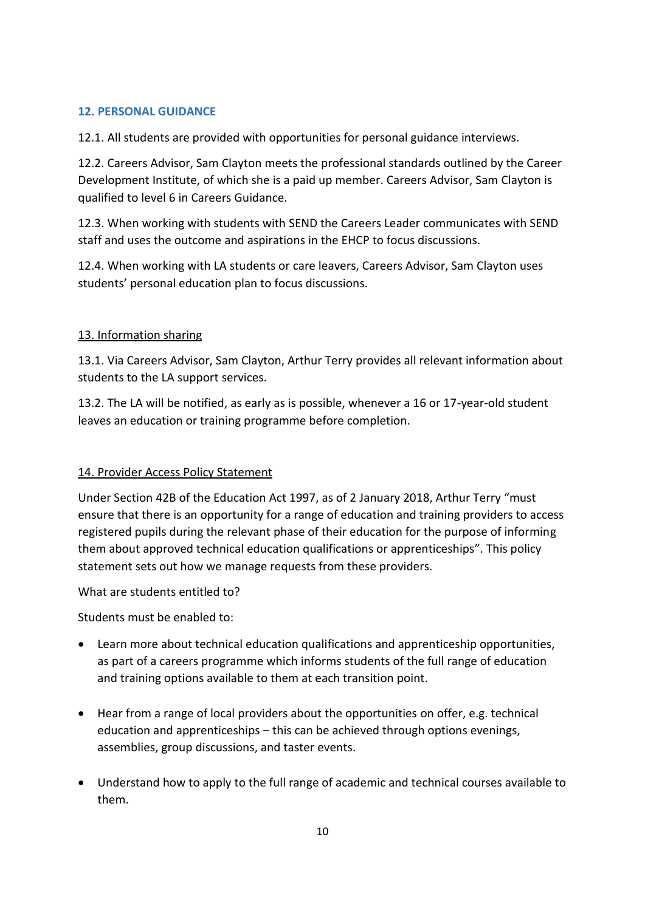## 12. PERSONAL GUIDANCE

12.1. All students are provided with opportunities for personal guidance interviews.

12.2. Careers Advisor, Sam Clayton meets the professional standards outlined by the Career Development Institute, of which she is a paid up member. Careers Advisor, Sam Clayton is qualified to level 6 in Careers Guidance.

12.3. When working with students with SEND the Careers Leader communicates with SEND staff and uses the outcome and aspirations in the EHCP to focus discussions.

12.4. When working with LA students or care leavers, Careers Advisor, Sam Clayton uses students' personal education plan to focus discussions.

## 13. Information sharing

13.1. Via Careers Advisor, Sam Clayton, Arthur Terry provides all relevant information about students to the LA support services.

13.2. The LA will be notified, as early as is possible, whenever a 16 or 17-year-old student leaves an education or training programme before completion.

## 14. Provider Access Policy Statement

Under Section 42B of the Education Act 1997, as of 2 January 2018, Arthur Terry "must ensure that there is an opportunity for a range of education and training providers to access registered pupils during the relevant phase of their education for the purpose of informing them about approved technical education qualifications or apprenticeships". This policy statement sets out how we manage requests from these providers.

What are students entitled to?

Students must be enabled to:

- Learn more about technical education qualifications and apprenticeship opportunities, as part of a careers programme which informs students of the full range of education and training options available to them at each transition point.
- Hear from a range of local providers about the opportunities on offer, e.g. technical education and apprenticeships – this can be achieved through options evenings, assemblies, group discussions, and taster events.
- Understand how to apply to the full range of academic and technical courses available to them.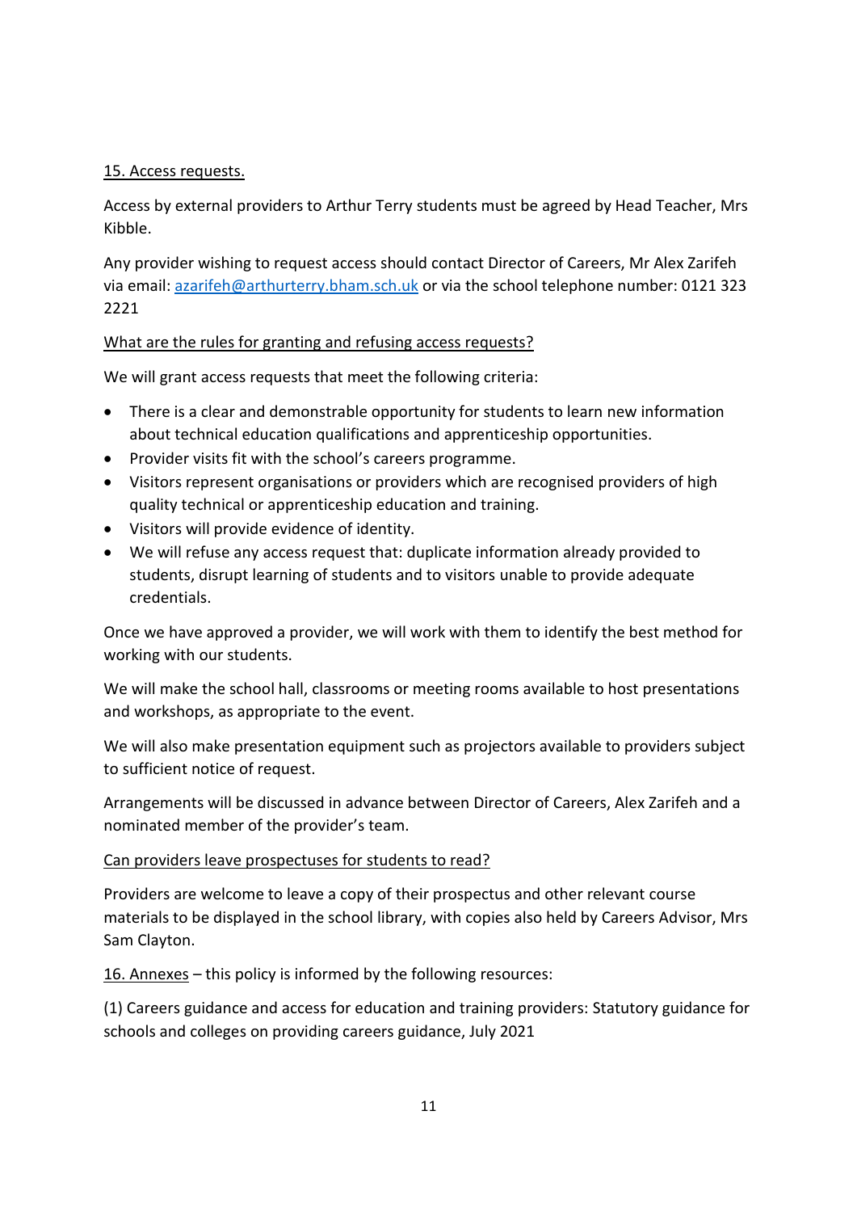## 15. Access requests.

Access by external providers to Arthur Terry students must be agreed by Head Teacher, Mrs Kibble.

Any provider wishing to request access should contact Director of Careers, Mr Alex Zarifeh via email: [azarifeh@arthurterry.bham.sch.uk](mailto:azarifeh@arthurterry.bham.sch.uk) or via the school telephone number: 0121 323 2221

### What are the rules for granting and refusing access requests?

We will grant access requests that meet the following criteria:

- There is a clear and demonstrable opportunity for students to learn new information about technical education qualifications and apprenticeship opportunities.
- Provider visits fit with the school's careers programme.
- Visitors represent organisations or providers which are recognised providers of high quality technical or apprenticeship education and training.
- Visitors will provide evidence of identity.
- We will refuse any access request that: duplicate information already provided to students, disrupt learning of students and to visitors unable to provide adequate credentials.

Once we have approved a provider, we will work with them to identify the best method for working with our students.

We will make the school hall, classrooms or meeting rooms available to host presentations and workshops, as appropriate to the event.

We will also make presentation equipment such as projectors available to providers subject to sufficient notice of request.

Arrangements will be discussed in advance between Director of Careers, Alex Zarifeh and a nominated member of the provider's team.

### Can providers leave prospectuses for students to read?

Providers are welcome to leave a copy of their prospectus and other relevant course materials to be displayed in the school library, with copies also held by Careers Advisor, Mrs Sam Clayton.

## 16. Annexes – this policy is informed by the following resources:

(1) Careers guidance and access for education and training providers: Statutory guidance for schools and colleges on providing careers guidance, July 2021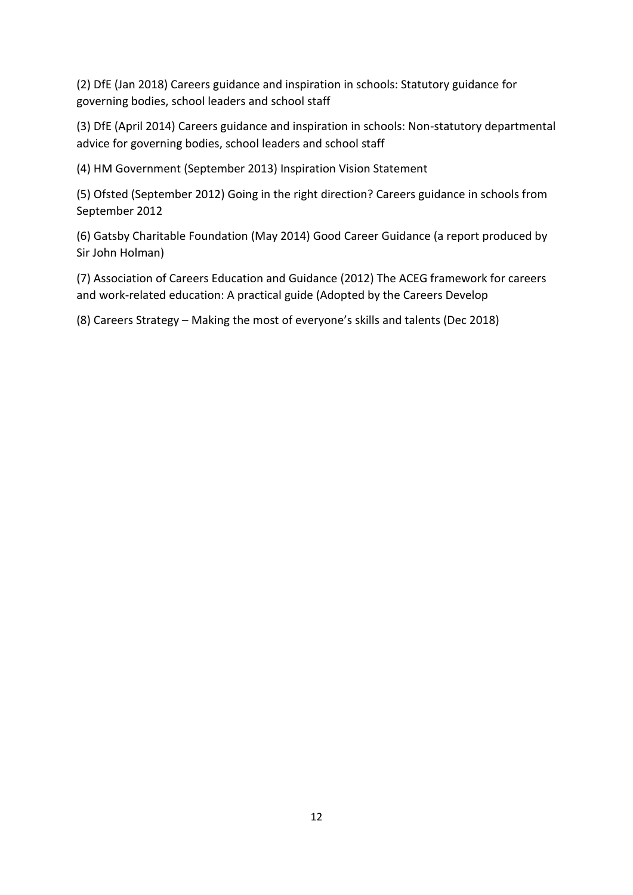(2) DfE (Jan 2018) Careers guidance and inspiration in schools: Statutory guidance for governing bodies, school leaders and school staff

(3) DfE (April 2014) Careers guidance and inspiration in schools: Non-statutory departmental advice for governing bodies, school leaders and school staff

(4) HM Government (September 2013) Inspiration Vision Statement

(5) Ofsted (September 2012) Going in the right direction? Careers guidance in schools from September 2012

(6) Gatsby Charitable Foundation (May 2014) Good Career Guidance (a report produced by Sir John Holman)

(7) Association of Careers Education and Guidance (2012) The ACEG framework for careers and work-related education: A practical guide (Adopted by the Careers Develop

(8) Careers Strategy – Making the most of everyone's skills and talents (Dec 2018)